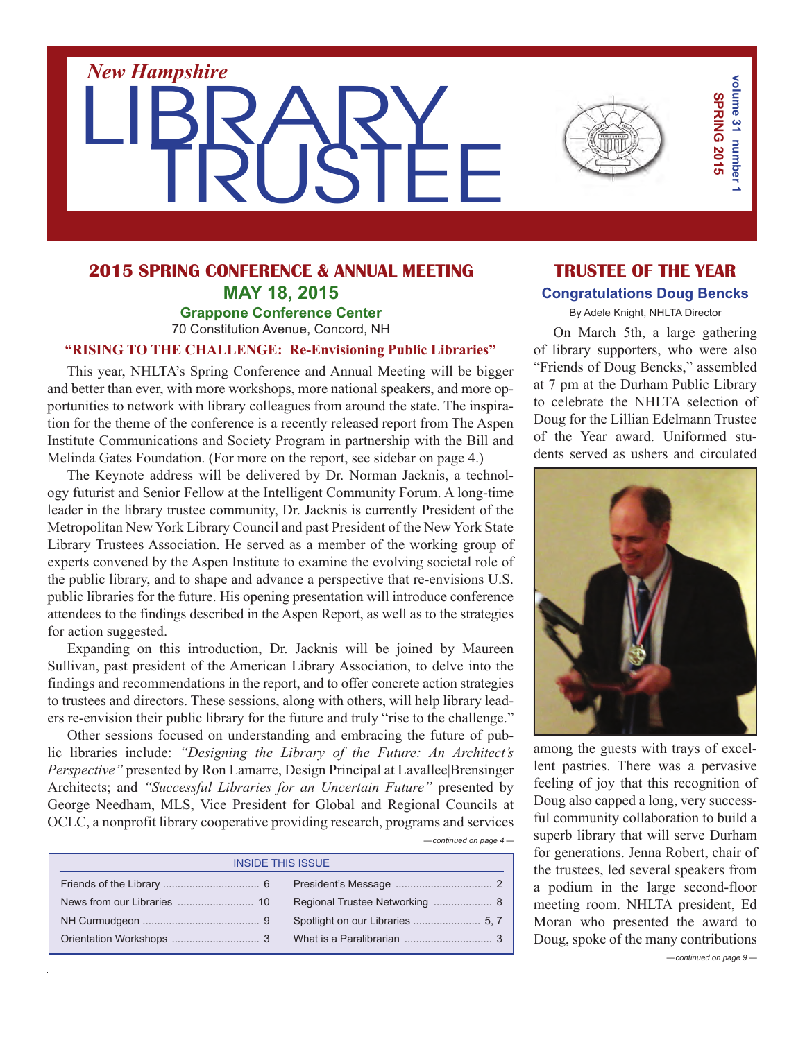*New Hampshire*

# LIBRARY TRUSTEE

**volume 31 number 1**
**SPRING 2015**

## 2015 SPRING CONFERENCE & ANNUAL MEETING

### MAY 18, 2015

**Grappone Conference Center**
70 Constitution Avenue, Concord, NH

**"RISING TO THE CHALLENGE: Re-Envisioning Public Libraries"**

This year, NHLTA's Spring Conference and Annual Meeting will be bigger and better than ever, with more workshops, more national speakers, and more opportunities to network with library colleagues from around the state. The inspiration for the theme of the conference is a recently released report from The Aspen Institute Communications and Society Program in partnership with the Bill and Melinda Gates Foundation. (For more on the report, see sidebar on page 4.)

The Keynote address will be delivered by Dr. Norman Jacknis, a technology futurist and Senior Fellow at the Intelligent Community Forum. A long-time leader in the library trustee community, Dr. Jacknis is currently President of the Metropolitan New York Library Council and past President of the New York State Library Trustees Association. He served as a member of the working group of experts convened by the Aspen Institute to examine the evolving societal role of the public library, and to shape and advance a perspective that re-envisions U.S. public libraries for the future. His opening presentation will introduce conference attendees to the findings described in the Aspen Report, as well as to the strategies for action suggested.

Expanding on this introduction, Dr. Jacknis will be joined by Maureen Sullivan, past president of the American Library Association, to delve into the findings and recommendations in the report, and to offer concrete action strategies to trustees and directors. These sessions, along with others, will help library leaders re-envision their public library for the future and truly "rise to the challenge."

Other sessions focused on understanding and embracing the future of public libraries include: *"Designing the Library of the Future: An Architect's Perspective"* presented by Ron Lamarre, Design Principal at Lavallee|Brensinger Architects; and *"Successful Libraries for an Uncertain Future"* presented by George Needham, MLS, Vice President for Global and Regional Councils at OCLC, a nonprofit library cooperative providing research, programs and services

*— continued on page 4 —*

| INSIDE THIS ISSUE | | | |
|---|---|---|---|
| Friends of the Library | 6 | President's Message | 2 |
| News from our Libraries | 10 | Regional Trustee Networking | 8 |
| NH Curmudgeon | 9 | Spotlight on our Libraries | 5, 7 |
| Orientation Workshops | 3 | What is a Paralibrarian | 3 |

## TRUSTEE OF THE YEAR

### Congratulations Doug Bencks

By Adele Knight, NHLTA Director

On March 5th, a large gathering of library supporters, who were also "Friends of Doug Bencks," assembled at 7 pm at the Durham Public Library to celebrate the NHLTA selection of Doug for the Lillian Edelmann Trustee of the Year award. Uniformed students served as ushers and circulated among the guests with trays of excellent pastries. There was a pervasive feeling of joy that this recognition of Doug also capped a long, very successful community collaboration to build a superb library that will serve Durham for generations. Jenna Robert, chair of the trustees, led several speakers from a podium in the large second-floor meeting room. NHLTA president, Ed Moran who presented the award to Doug, spoke of the many contributions

*— continued on page 9 —*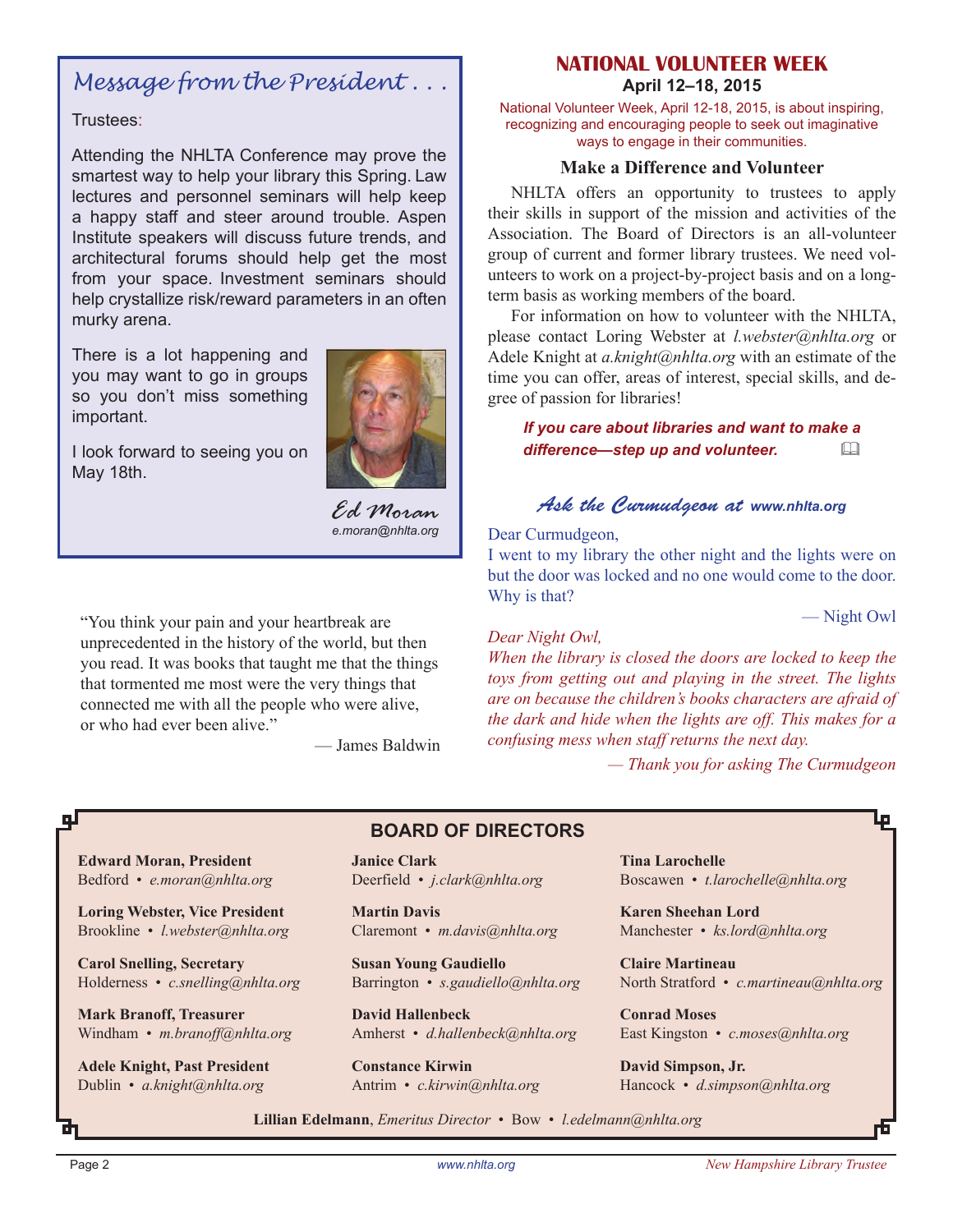## *Message from the President . . .*

Trustees:

Attending the NHLTA Conference may prove the smartest way to help your library this Spring. Law lectures and personnel seminars will help keep a happy staff and steer around trouble. Aspen Institute speakers will discuss future trends, and architectural forums should help get the most from your space. Investment seminars should help crystallize risk/reward parameters in an often murky arena.

There is a lot happening and you may want to go in groups so you don't miss something important.

I look forward to seeing you on May 18th.

*Ed Moran*
*e.moran@nhlta.org*

"You think your pain and your heartbreak are unprecedented in the history of the world, but then you read. It was books that taught me that the things that tormented me most were the very things that connected me with all the people who were alive, or who had ever been alive."

— James Baldwin

## NATIONAL VOLUNTEER WEEK

**April 12–18, 2015**

National Volunteer Week, April 12-18, 2015, is about inspiring, recognizing and encouraging people to seek out imaginative ways to engage in their communities.

### Make a Difference and Volunteer

NHLTA offers an opportunity to trustees to apply their skills in support of the mission and activities of the Association. The Board of Directors is an all-volunteer group of current and former library trustees. We need volunteers to work on a project-by-project basis and on a long-term basis as working members of the board.

For information on how to volunteer with the NHLTA, please contact Loring Webster at *l.webster@nhlta.org* or Adele Knight at *a.knight@nhlta.org* with an estimate of the time you can offer, areas of interest, special skills, and degree of passion for libraries!

***If you care about libraries and want to make a difference—step up and volunteer.***

### *Ask the Curmudgeon at* www.nhlta.org

Dear Curmudgeon,
I went to my library the other night and the lights were on but the door was locked and no one would come to the door. Why is that?

— Night Owl

*Dear Night Owl,*
*When the library is closed the doors are locked to keep the toys from getting out and playing in the street. The lights are on because the children's books characters are afraid of the dark and hide when the lights are off. This makes for a confusing mess when staff returns the next day.*

*— Thank you for asking The Curmudgeon*

## BOARD OF DIRECTORS

**Edward Moran, President**
Bedford • *e.moran@nhlta.org*

**Loring Webster, Vice President**
Brookline • *l.webster@nhlta.org*

**Carol Snelling, Secretary**
Holderness • *c.snelling@nhlta.org*

**Mark Branoff, Treasurer**
Windham • *m.branoff@nhlta.org*

**Adele Knight, Past President**
Dublin • *a.knight@nhlta.org*

**Janice Clark**
Deerfield • *j.clark@nhlta.org*

**Martin Davis**
Claremont • *m.davis@nhlta.org*

**Susan Young Gaudiello**
Barrington • *s.gaudiello@nhlta.org*

**David Hallenbeck**
Amherst • *d.hallenbeck@nhlta.org*

**Constance Kirwin**
Antrim • *c.kirwin@nhlta.org*

**Tina Larochelle**
Boscawen • *t.larochelle@nhlta.org*

**Karen Sheehan Lord**
Manchester • *ks.lord@nhlta.org*

**Claire Martineau**
North Stratford • *c.martineau@nhlta.org*

**Conrad Moses**
East Kingston • *c.moses@nhlta.org*

**David Simpson, Jr.**
Hancock • *d.simpson@nhlta.org*

**Lillian Edelmann**, *Emeritus Director* • Bow • *l.edelmann@nhlta.org*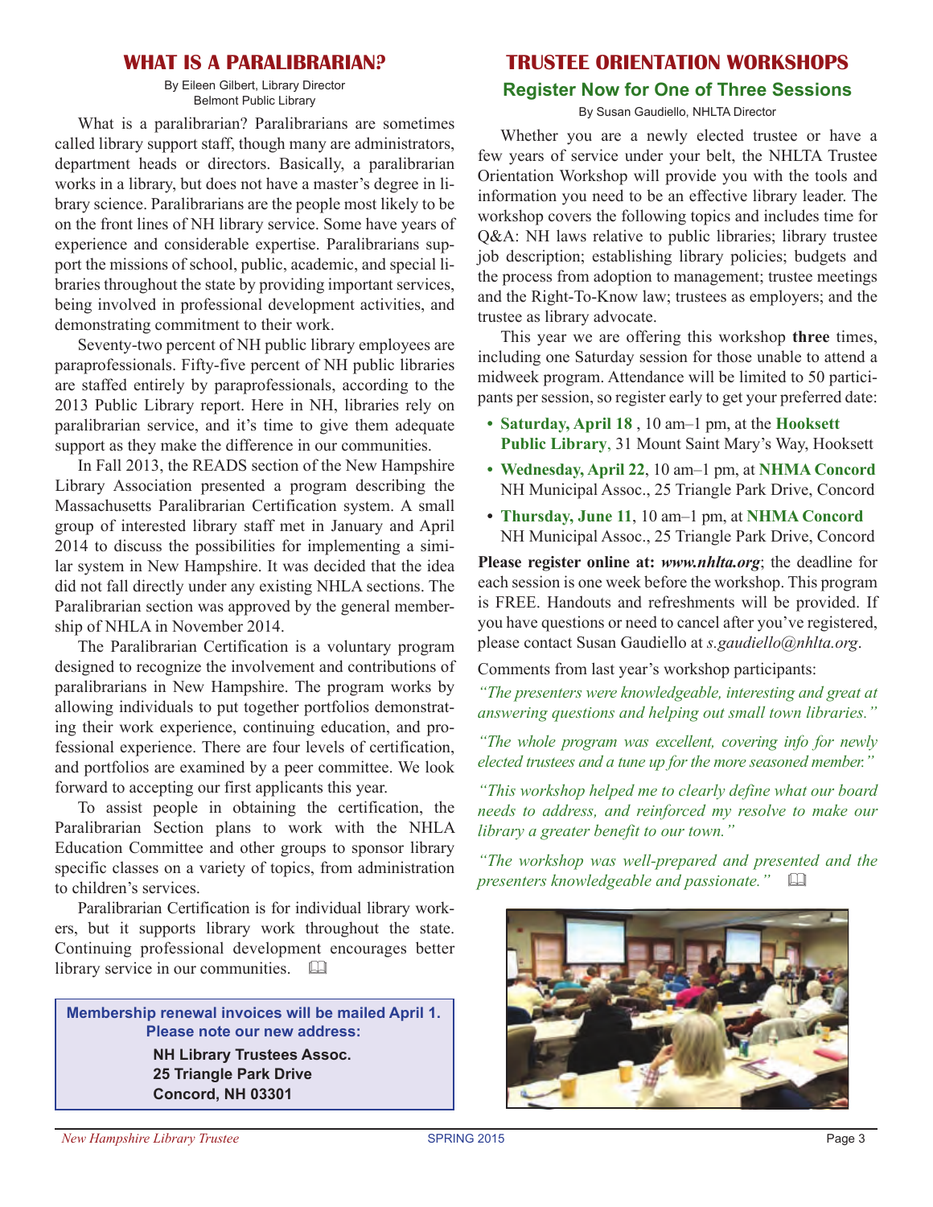## WHAT IS A PARALIBRARIAN?

By Eileen Gilbert, Library Director
Belmont Public Library

What is a paralibrarian? Paralibrarians are sometimes called library support staff, though many are administrators, department heads or directors. Basically, a paralibrarian works in a library, but does not have a master's degree in library science. Paralibrarians are the people most likely to be on the front lines of NH library service. Some have years of experience and considerable expertise. Paralibrarians support the missions of school, public, academic, and special libraries throughout the state by providing important services, being involved in professional development activities, and demonstrating commitment to their work.

Seventy-two percent of NH public library employees are paraprofessionals. Fifty-five percent of NH public libraries are staffed entirely by paraprofessionals, according to the 2013 Public Library report. Here in NH, libraries rely on paralibrarian service, and it's time to give them adequate support as they make the difference in our communities.

In Fall 2013, the READS section of the New Hampshire Library Association presented a program describing the Massachusetts Paralibrarian Certification system. A small group of interested library staff met in January and April 2014 to discuss the possibilities for implementing a similar system in New Hampshire. It was decided that the idea did not fall directly under any existing NHLA sections. The Paralibrarian section was approved by the general membership of NHLA in November 2014.

The Paralibrarian Certification is a voluntary program designed to recognize the involvement and contributions of paralibrarians in New Hampshire. The program works by allowing individuals to put together portfolios demonstrating their work experience, continuing education, and professional experience. There are four levels of certification, and portfolios are examined by a peer committee. We look forward to accepting our first applicants this year.

To assist people in obtaining the certification, the Paralibrarian Section plans to work with the NHLA Education Committee and other groups to sponsor library specific classes on a variety of topics, from administration to children's services.

Paralibrarian Certification is for individual library workers, but it supports library work throughout the state. Continuing professional development encourages better library service in our communities.

**Membership renewal invoices will be mailed April 1. Please note our new address:**

**NH Library Trustees Assoc.**
**25 Triangle Park Drive**
**Concord, NH 03301**

## TRUSTEE ORIENTATION WORKSHOPS

### Register Now for One of Three Sessions

By Susan Gaudiello, NHLTA Director

Whether you are a newly elected trustee or have a few years of service under your belt, the NHLTA Trustee Orientation Workshop will provide you with the tools and information you need to be an effective library leader. The workshop covers the following topics and includes time for Q&A: NH laws relative to public libraries; library trustee job description; establishing library policies; budgets and the process from adoption to management; trustee meetings and the Right-To-Know law; trustees as employers; and the trustee as library advocate.

This year we are offering this workshop **three** times, including one Saturday session for those unable to attend a midweek program. Attendance will be limited to 50 participants per session, so register early to get your preferred date:

- **Saturday, April 18** , 10 am–1 pm, at the **Hooksett Public Library**, 31 Mount Saint Mary's Way, Hooksett
- **Wednesday, April 22**, 10 am–1 pm, at **NHMA Concord** NH Municipal Assoc., 25 Triangle Park Drive, Concord
- **Thursday, June 11**, 10 am–1 pm, at **NHMA Concord** NH Municipal Assoc., 25 Triangle Park Drive, Concord

**Please register online at:** ***www.nhlta.org***; the deadline for each session is one week before the workshop. This program is FREE. Handouts and refreshments will be provided. If you have questions or need to cancel after you've registered, please contact Susan Gaudiello at *s.gaudiello@nhlta.org*.

Comments from last year's workshop participants:

*"The presenters were knowledgeable, interesting and great at answering questions and helping out small town libraries."*

*"The whole program was excellent, covering info for newly elected trustees and a tune up for the more seasoned member."*

*"This workshop helped me to clearly define what our board needs to address, and reinforced my resolve to make our library a greater benefit to our town."*

*"The workshop was well-prepared and presented and the presenters knowledgeable and passionate."*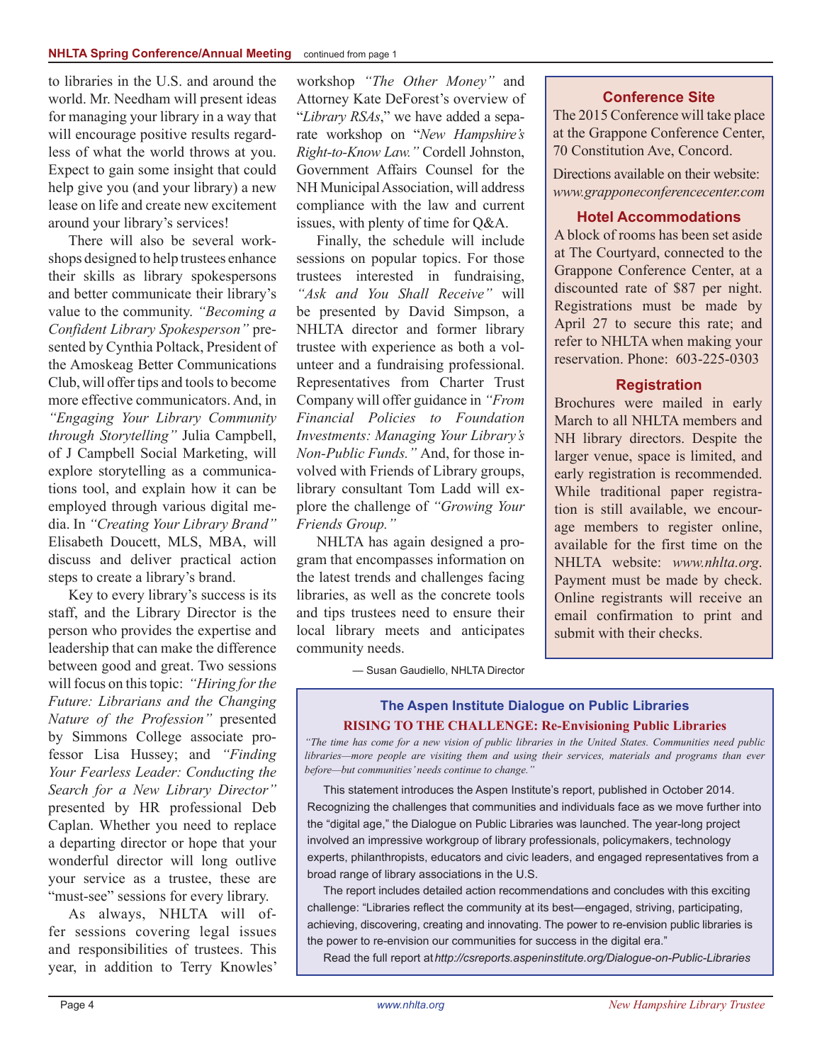to libraries in the U.S. and around the world. Mr. Needham will present ideas for managing your library in a way that will encourage positive results regardless of what the world throws at you. Expect to gain some insight that could help give you (and your library) a new lease on life and create new excitement around your library's services!

There will also be several workshops designed to help trustees enhance their skills as library spokespersons and better communicate their library's value to the community. *"Becoming a Confident Library Spokesperson"* presented by Cynthia Poltack, President of the Amoskeag Better Communications Club, will offer tips and tools to become more effective communicators. And, in *"Engaging Your Library Community through Storytelling"* Julia Campbell, of J Campbell Social Marketing, will explore storytelling as a communications tool, and explain how it can be employed through various digital media. In *"Creating Your Library Brand"* Elisabeth Doucett, MLS, MBA, will discuss and deliver practical action steps to create a library's brand.

Key to every library's success is its staff, and the Library Director is the person who provides the expertise and leadership that can make the difference between good and great. Two sessions will focus on this topic: *"Hiring for the Future: Librarians and the Changing Nature of the Profession"* presented by Simmons College associate professor Lisa Hussey; and *"Finding Your Fearless Leader: Conducting the Search for a New Library Director"* presented by HR professional Deb Caplan. Whether you need to replace a departing director or hope that your wonderful director will long outlive your service as a trustee, these are "must-see" sessions for every library.

As always, NHLTA will offer sessions covering legal issues and responsibilities of trustees. This year, in addition to Terry Knowles' workshop *"The Other Money"* and Attorney Kate DeForest's overview of "*Library RSAs*," we have added a separate workshop on "*New Hampshire's Right-to-Know Law."* Cordell Johnston, Government Affairs Counsel for the NH Municipal Association, will address compliance with the law and current issues, with plenty of time for Q&A.

Finally, the schedule will include sessions on popular topics. For those trustees interested in fundraising, *"Ask and You Shall Receive"* will be presented by David Simpson, a NHLTA director and former library trustee with experience as both a volunteer and a fundraising professional. Representatives from Charter Trust Company will offer guidance in *"From Financial Policies to Foundation Investments: Managing Your Library's Non-Public Funds."* And, for those involved with Friends of Library groups, library consultant Tom Ladd will explore the challenge of *"Growing Your Friends Group."*

NHLTA has again designed a program that encompasses information on the latest trends and challenges facing libraries, as well as the concrete tools and tips trustees need to ensure their local library meets and anticipates community needs.

— Susan Gaudiello, NHLTA Director

## Conference Site

The 2015 Conference will take place at the Grappone Conference Center, 70 Constitution Ave, Concord.

Directions available on their website: *www.grapponeconferencecenter.com*

## Hotel Accommodations

A block of rooms has been set aside at The Courtyard, connected to the Grappone Conference Center, at a discounted rate of $87 per night. Registrations must be made by April 27 to secure this rate; and refer to NHLTA when making your reservation. Phone: 603-225-0303

## Registration

Brochures were mailed in early March to all NHLTA members and NH library directors. Despite the larger venue, space is limited, and early registration is recommended. While traditional paper registration is still available, we encourage members to register online, available for the first time on the NHLTA website: *www.nhlta.org*. Payment must be made by check. Online registrants will receive an email confirmation to print and submit with their checks.

## The Aspen Institute Dialogue on Public Libraries

### RISING TO THE CHALLENGE: Re-Envisioning Public Libraries

*"The time has come for a new vision of public libraries in the United States. Communities need public libraries—more people are visiting them and using their services, materials and programs than ever before—but communities' needs continue to change."*

This statement introduces the Aspen Institute's report, published in October 2014. Recognizing the challenges that communities and individuals face as we move further into the "digital age," the Dialogue on Public Libraries was launched. The year-long project involved an impressive workgroup of library professionals, policymakers, technology experts, philanthropists, educators and civic leaders, and engaged representatives from a broad range of library associations in the U.S.

The report includes detailed action recommendations and concludes with this exciting challenge: "Libraries reflect the community at its best—engaged, striving, participating, achieving, discovering, creating and innovating. The power to re-envision public libraries is the power to re-envision our communities for success in the digital era."

Read the full report at *http://csreports.aspeninstitute.org/Dialogue-on-Public-Libraries*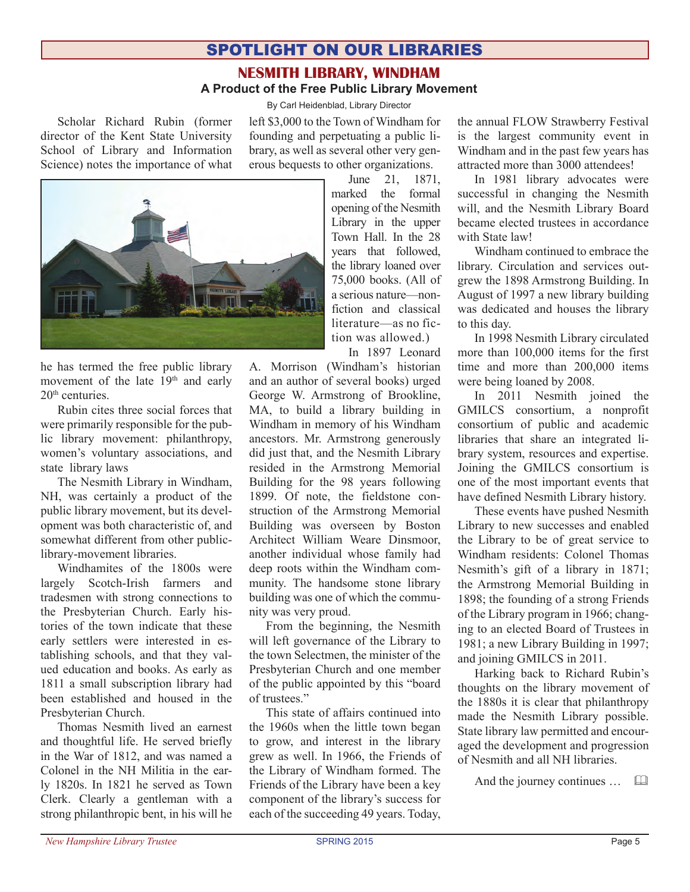# SPOTLIGHT ON OUR LIBRARIES

## NESMITH LIBRARY, WINDHAM

### A Product of the Free Public Library Movement

By Carl Heidenblad, Library Director

Scholar Richard Rubin (former director of the Kent State University School of Library and Information Science) notes the importance of what he has termed the free public library movement of the late 19th and early 20th centuries.

Rubin cites three social forces that were primarily responsible for the public library movement: philanthropy, women's voluntary associations, and state library laws

The Nesmith Library in Windham, NH, was certainly a product of the public library movement, but its development was both characteristic of, and somewhat different from other public-library-movement libraries.

Windhamites of the 1800s were largely Scotch-Irish farmers and tradesmen with strong connections to the Presbyterian Church. Early histories of the town indicate that these early settlers were interested in establishing schools, and that they valued education and books. As early as 1811 a small subscription library had been established and housed in the Presbyterian Church.

Thomas Nesmith lived an earnest and thoughtful life. He served briefly in the War of 1812, and was named a Colonel in the NH Militia in the early 1820s. In 1821 he served as Town Clerk. Clearly a gentleman with a strong philanthropic bent, in his will he left $3,000 to the Town of Windham for founding and perpetuating a public library, as well as several other very generous bequests to other organizations.

June 21, 1871, marked the formal opening of the Nesmith Library in the upper Town Hall. In the 28 years that followed, the library loaned over 75,000 books. (All of a serious nature—non-fiction and classical literature—as no fiction was allowed.)

In 1897 Leonard A. Morrison (Windham's historian and an author of several books) urged George W. Armstrong of Brookline, MA, to build a library building in Windham in memory of his Windham ancestors. Mr. Armstrong generously did just that, and the Nesmith Library resided in the Armstrong Memorial Building for the 98 years following 1899. Of note, the fieldstone construction of the Armstrong Memorial Building was overseen by Boston Architect William Weare Dinsmoor, another individual whose family had deep roots within the Windham community. The handsome stone library building was one of which the community was very proud.

From the beginning, the Nesmith will left governance of the Library to the town Selectmen, the minister of the Presbyterian Church and one member of the public appointed by this "board of trustees."

This state of affairs continued into the 1960s when the little town began to grow, and interest in the library grew as well. In 1966, the Friends of the Library of Windham formed. The Friends of the Library have been a key component of the library's success for each of the succeeding 49 years. Today, the annual FLOW Strawberry Festival is the largest community event in Windham and in the past few years has attracted more than 3000 attendees!

In 1981 library advocates were successful in changing the Nesmith will, and the Nesmith Library Board became elected trustees in accordance with State law!

Windham continued to embrace the library. Circulation and services outgrew the 1898 Armstrong Building. In August of 1997 a new library building was dedicated and houses the library to this day.

In 1998 Nesmith Library circulated more than 100,000 items for the first time and more than 200,000 items were being loaned by 2008.

In 2011 Nesmith joined the GMILCS consortium, a nonprofit consortium of public and academic libraries that share an integrated library system, resources and expertise. Joining the GMILCS consortium is one of the most important events that have defined Nesmith Library history.

These events have pushed Nesmith Library to new successes and enabled the Library to be of great service to Windham residents: Colonel Thomas Nesmith's gift of a library in 1871; the Armstrong Memorial Building in 1898; the founding of a strong Friends of the Library program in 1966; changing to an elected Board of Trustees in 1981; a new Library Building in 1997; and joining GMILCS in 2011.

Harking back to Richard Rubin's thoughts on the library movement of the 1880s it is clear that philanthropy made the Nesmith Library possible. State library law permitted and encouraged the development and progression of Nesmith and all NH libraries.

And the journey continues …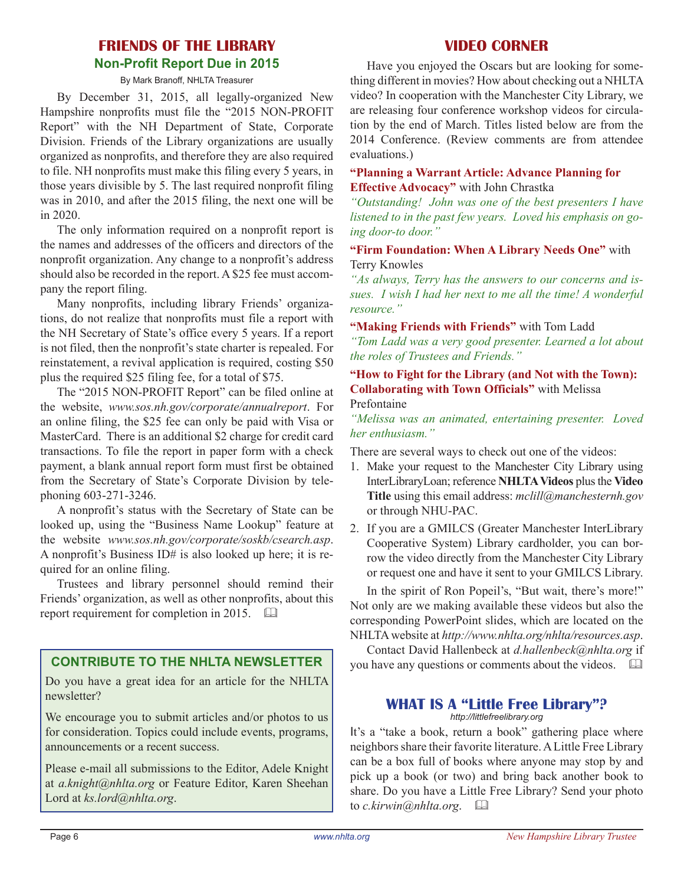## FRIENDS OF THE LIBRARY

### Non-Profit Report Due in 2015

By Mark Branoff, NHLTA Treasurer

By December 31, 2015, all legally-organized New Hampshire nonprofits must file the "2015 NON-PROFIT Report" with the NH Department of State, Corporate Division. Friends of the Library organizations are usually organized as nonprofits, and therefore they are also required to file. NH nonprofits must make this filing every 5 years, in those years divisible by 5. The last required nonprofit filing was in 2010, and after the 2015 filing, the next one will be in 2020.

The only information required on a nonprofit report is the names and addresses of the officers and directors of the nonprofit organization. Any change to a nonprofit's address should also be recorded in the report. A $25 fee must accompany the report filing.

Many nonprofits, including library Friends' organizations, do not realize that nonprofits must file a report with the NH Secretary of State's office every 5 years. If a report is not filed, then the nonprofit's state charter is repealed. For reinstatement, a revival application is required, costing $50 plus the required $25 filing fee, for a total of $75.

The "2015 NON-PROFIT Report" can be filed online at the website, *www.sos.nh.gov/corporate/annualreport*. For an online filing, the $25 fee can only be paid with Visa or MasterCard. There is an additional $2 charge for credit card transactions. To file the report in paper form with a check payment, a blank annual report form must first be obtained from the Secretary of State's Corporate Division by telephoning 603-271-3246.

A nonprofit's status with the Secretary of State can be looked up, using the "Business Name Lookup" feature at the website *www.sos.nh.gov/corporate/soskb/csearch.asp*. A nonprofit's Business ID# is also looked up here; it is required for an online filing.

Trustees and library personnel should remind their Friends' organization, as well as other nonprofits, about this report requirement for completion in 2015. 📖

### CONTRIBUTE TO THE NHLTA NEWSLETTER

Do you have a great idea for an article for the NHLTA newsletter?

We encourage you to submit articles and/or photos to us for consideration. Topics could include events, programs, announcements or a recent success.

Please e-mail all submissions to the Editor, Adele Knight at *a.knight@nhlta.org* or Feature Editor, Karen Sheehan Lord at *ks.lord@nhlta.org*.

## VIDEO CORNER

Have you enjoyed the Oscars but are looking for something different in movies? How about checking out a NHLTA video? In cooperation with the Manchester City Library, we are releasing four conference workshop videos for circulation by the end of March. Titles listed below are from the 2014 Conference. (Review comments are from attendee evaluations.)

**"Planning a Warrant Article: Advance Planning for Effective Advocacy"** with John Chrastka

*"Outstanding! John was one of the best presenters I have listened to in the past few years. Loved his emphasis on going door-to door."*

**"Firm Foundation: When A Library Needs One"** with Terry Knowles

*"As always, Terry has the answers to our concerns and issues. I wish I had her next to me all the time! A wonderful resource."*

**"Making Friends with Friends"** with Tom Ladd

*"Tom Ladd was a very good presenter. Learned a lot about the roles of Trustees and Friends."*

**"How to Fight for the Library (and Not with the Town): Collaborating with Town Officials"** with Melissa Prefontaine

*"Melissa was an animated, entertaining presenter. Loved her enthusiasm."*

There are several ways to check out one of the videos:

1. Make your request to the Manchester City Library using InterLibraryLoan; reference **NHLTA Videos** plus the **Video Title** using this email address: *mclill@manchesternh.gov* or through NHU-PAC.
2. If you are a GMILCS (Greater Manchester InterLibrary Cooperative System) Library cardholder, you can borrow the video directly from the Manchester City Library or request one and have it sent to your GMILCS Library.

In the spirit of Ron Popeil's, "But wait, there's more!" Not only are we making available these videos but also the corresponding PowerPoint slides, which are located on the NHLTA website at *http://www.nhlta.org/nhlta/resources.asp*.

Contact David Hallenbeck at *d.hallenbeck@nhlta.org* if you have any questions or comments about the videos. 📖

## WHAT IS A "Little Free Library"?

*http://littlefreelibrary.org*

It's a "take a book, return a book" gathering place where neighbors share their favorite literature. A Little Free Library can be a box full of books where anyone may stop by and pick up a book (or two) and bring back another book to share. Do you have a Little Free Library? Send your photo to *c.kirwin@nhlta.org*. 📖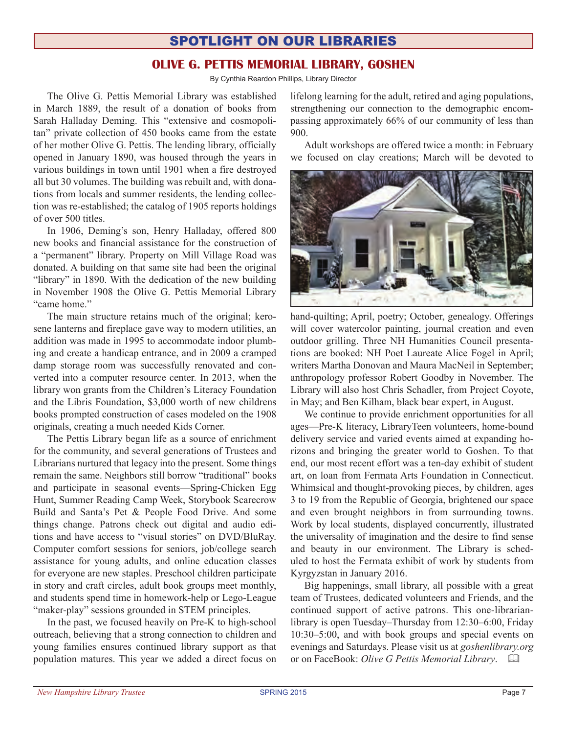# SPOTLIGHT ON OUR LIBRARIES

## OLIVE G. PETTIS MEMORIAL LIBRARY, GOSHEN

By Cynthia Reardon Phillips, Library Director

The Olive G. Pettis Memorial Library was established in March 1889, the result of a donation of books from Sarah Halladay Deming. This "extensive and cosmopolitan" private collection of 450 books came from the estate of her mother Olive G. Pettis. The lending library, officially opened in January 1890, was housed through the years in various buildings in town until 1901 when a fire destroyed all but 30 volumes. The building was rebuilt and, with donations from locals and summer residents, the lending collection was re-established; the catalog of 1905 reports holdings of over 500 titles.

In 1906, Deming's son, Henry Halladay, offered 800 new books and financial assistance for the construction of a "permanent" library. Property on Mill Village Road was donated. A building on that same site had been the original "library" in 1890. With the dedication of the new building in November 1908 the Olive G. Pettis Memorial Library "came home."

The main structure retains much of the original; kerosene lanterns and fireplace gave way to modern utilities, an addition was made in 1995 to accommodate indoor plumbing and create a handicap entrance, and in 2009 a cramped damp storage room was successfully renovated and converted into a computer resource center. In 2013, when the library won grants from the Children's Literacy Foundation and the Libris Foundation, $3,000 worth of new childrens books prompted construction of cases modeled on the 1908 originals, creating a much needed Kids Corner.

The Pettis Library began life as a source of enrichment for the community, and several generations of Trustees and Librarians nurtured that legacy into the present. Some things remain the same. Neighbors still borrow "traditional" books and participate in seasonal events—Spring-Chicken Egg Hunt, Summer Reading Camp Week, Storybook Scarecrow Build and Santa's Pet & People Food Drive. And some things change. Patrons check out digital and audio editions and have access to "visual stories" on DVD/BluRay. Computer comfort sessions for seniors, job/college search assistance for young adults, and online education classes for everyone are new staples. Preschool children participate in story and craft circles, adult book groups meet monthly, and students spend time in homework-help or Lego-League "maker-play" sessions grounded in STEM principles.

In the past, we focused heavily on Pre-K to high-school outreach, believing that a strong connection to children and young families ensures continued library support as that population matures. This year we added a direct focus on lifelong learning for the adult, retired and aging populations, strengthening our connection to the demographic encompassing approximately 66% of our community of less than 900.

Adult workshops are offered twice a month: in February we focused on clay creations; March will be devoted to hand-quilting; April, poetry; October, genealogy. Offerings will cover watercolor painting, journal creation and even outdoor grilling. Three NH Humanities Council presentations are booked: NH Poet Laureate Alice Fogel in April; writers Martha Donovan and Maura MacNeil in September; anthropology professor Robert Goodby in November. The Library will also host Chris Schadler, from Project Coyote, in May; and Ben Kilham, black bear expert, in August.

We continue to provide enrichment opportunities for all ages—Pre-K literacy, LibraryTeen volunteers, home-bound delivery service and varied events aimed at expanding horizons and bringing the greater world to Goshen. To that end, our most recent effort was a ten-day exhibit of student art, on loan from Fermata Arts Foundation in Connecticut. Whimsical and thought-provoking pieces, by children, ages 3 to 19 from the Republic of Georgia, brightened our space and even brought neighbors in from surrounding towns. Work by local students, displayed concurrently, illustrated the universality of imagination and the desire to find sense and beauty in our environment. The Library is scheduled to host the Fermata exhibit of work by students from Kyrgyzstan in January 2016.

Big happenings, small library, all possible with a great team of Trustees, dedicated volunteers and Friends, and the continued support of active patrons. This one-librarian-library is open Tuesday–Thursday from 12:30–6:00, Friday 10:30–5:00, and with book groups and special events on evenings and Saturdays. Please visit us at *goshenlibrary.org* or on FaceBook: *Olive G Pettis Memorial Library*.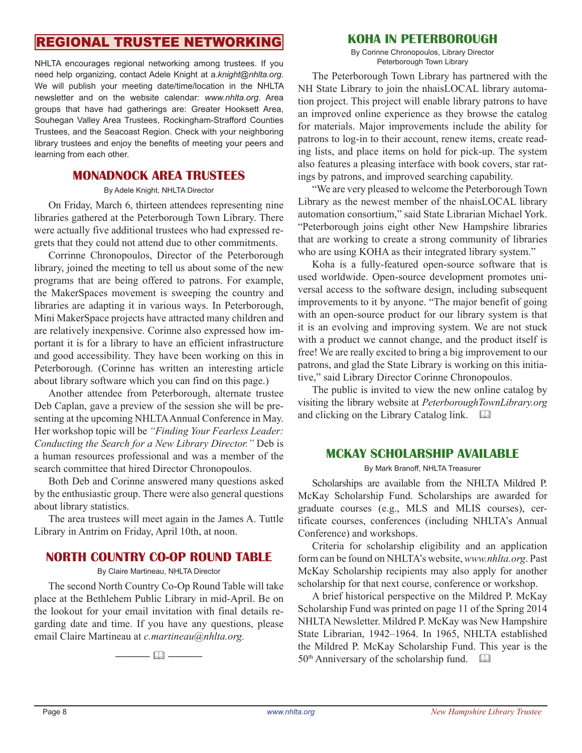# REGIONAL TRUSTEE NETWORKING

NHLTA encourages regional networking among trustees. If you need help organizing, contact Adele Knight at *a.knight@nhlta.org*. We will publish your meeting date/time/location in the NHLTA newsletter and on the website calendar: *www.nhlta.org*. Area groups that have had gatherings are: Greater Hooksett Area, Souhegan Valley Area Trustees, Rockingham-Strafford Counties Trustees, and the Seacoast Region. Check with your neighboring library trustees and enjoy the benefits of meeting your peers and learning from each other.

## MONADNOCK AREA TRUSTEES

By Adele Knight, NHLTA Director

On Friday, March 6, thirteen attendees representing nine libraries gathered at the Peterborough Town Library. There were actually five additional trustees who had expressed regrets that they could not attend due to other commitments.

Corrinne Chronopoulos, Director of the Peterborough library, joined the meeting to tell us about some of the new programs that are being offered to patrons. For example, the MakerSpaces movement is sweeping the country and libraries are adapting it in various ways. In Peterborough, Mini MakerSpace projects have attracted many children and are relatively inexpensive. Corinne also expressed how important it is for a library to have an efficient infrastructure and good accessibility. They have been working on this in Peterborough. (Corinne has written an interesting article about library software which you can find on this page.)

Another attendee from Peterborough, alternate trustee Deb Caplan, gave a preview of the session she will be presenting at the upcoming NHLTA Annual Conference in May. Her workshop topic will be *"Finding Your Fearless Leader: Conducting the Search for a New Library Director."* Deb is a human resources professional and was a member of the search committee that hired Director Chronopoulos.

Both Deb and Corinne answered many questions asked by the enthusiastic group. There were also general questions about library statistics.

The area trustees will meet again in the James A. Tuttle Library in Antrim on Friday, April 10th, at noon.

## NORTH COUNTRY CO-OP ROUND TABLE

By Claire Martineau, NHLTA Director

The second North Country Co-Op Round Table will take place at the Bethlehem Public Library in mid-April. Be on the lookout for your email invitation with final details regarding date and time. If you have any questions, please email Claire Martineau at *c.martineau@nhlta.org.*

## KOHA IN PETERBOROUGH

By Corinne Chronopoulos, Library Director
Peterborough Town Library

The Peterborough Town Library has partnered with the NH State Library to join the nhaisLOCAL library automation project. This project will enable library patrons to have an improved online experience as they browse the catalog for materials. Major improvements include the ability for patrons to log-in to their account, renew items, create reading lists, and place items on hold for pick-up. The system also features a pleasing interface with book covers, star ratings by patrons, and improved searching capability.

"We are very pleased to welcome the Peterborough Town Library as the newest member of the nhaisLOCAL library automation consortium," said State Librarian Michael York. "Peterborough joins eight other New Hampshire libraries that are working to create a strong community of libraries who are using KOHA as their integrated library system."

Koha is a fully-featured open-source software that is used worldwide. Open-source development promotes universal access to the software design, including subsequent improvements to it by anyone. "The major benefit of going with an open-source product for our library system is that it is an evolving and improving system. We are not stuck with a product we cannot change, and the product itself is free! We are really excited to bring a big improvement to our patrons, and glad the State Library is working on this initiative," said Library Director Corinne Chronopoulos.

The public is invited to view the new online catalog by visiting the library website at *PeterboroughTownLibrary.org* and clicking on the Library Catalog link.

## MCKAY SCHOLARSHIP AVAILABLE

By Mark Branoff, NHLTA Treasurer

Scholarships are available from the NHLTA Mildred P. McKay Scholarship Fund. Scholarships are awarded for graduate courses (e.g., MLS and MLIS courses), certificate courses, conferences (including NHLTA's Annual Conference) and workshops.

Criteria for scholarship eligibility and an application form can be found on NHLTA's website, *www.nhlta.org*. Past McKay Scholarship recipients may also apply for another scholarship for that next course, conference or workshop.

A brief historical perspective on the Mildred P. McKay Scholarship Fund was printed on page 11 of the Spring 2014 NHLTA Newsletter. Mildred P. McKay was New Hampshire State Librarian, 1942–1964. In 1965, NHLTA established the Mildred P. McKay Scholarship Fund. This year is the 50th Anniversary of the scholarship fund.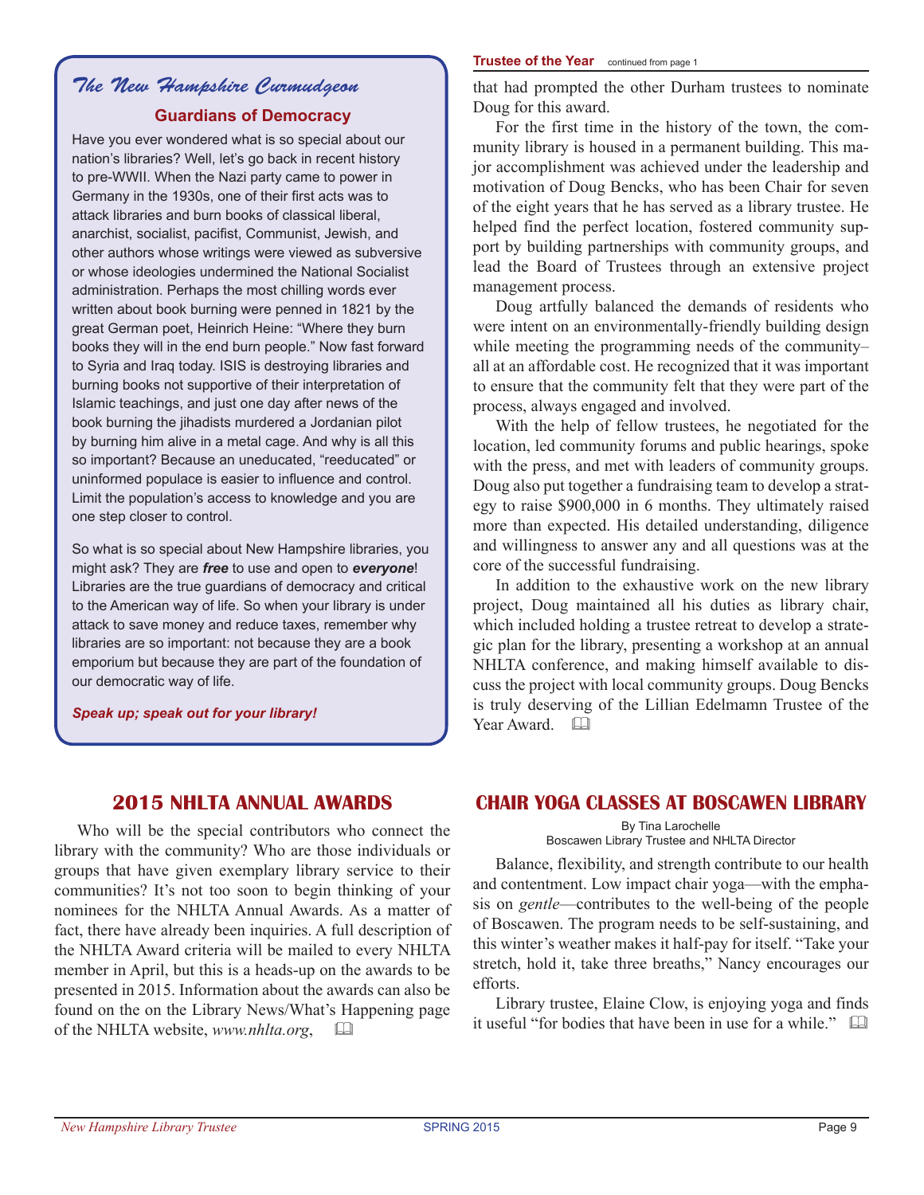## *The New Hampshire Curmudgeon*

### Guardians of Democracy

Have you ever wondered what is so special about our nation's libraries? Well, let's go back in recent history to pre-WWII. When the Nazi party came to power in Germany in the 1930s, one of their first acts was to attack libraries and burn books of classical liberal, anarchist, socialist, pacifist, Communist, Jewish, and other authors whose writings were viewed as subversive or whose ideologies undermined the National Socialist administration. Perhaps the most chilling words ever written about book burning were penned in 1821 by the great German poet, Heinrich Heine: "Where they burn books they will in the end burn people." Now fast forward to Syria and Iraq today. ISIS is destroying libraries and burning books not supportive of their interpretation of Islamic teachings, and just one day after news of the book burning the jihadists murdered a Jordanian pilot by burning him alive in a metal cage. And why is all this so important? Because an uneducated, "reeducated" or uninformed populace is easier to influence and control. Limit the population's access to knowledge and you are one step closer to control.

So what is so special about New Hampshire libraries, you might ask? They are ***free*** to use and open to ***everyone***! Libraries are the true guardians of democracy and critical to the American way of life. So when your library is under attack to save money and reduce taxes, remember why libraries are so important: not because they are a book emporium but because they are part of the foundation of our democratic way of life.

***Speak up; speak out for your library!***

**Trustee of the Year** continued from page 1

that had prompted the other Durham trustees to nominate Doug for this award.

For the first time in the history of the town, the community library is housed in a permanent building. This major accomplishment was achieved under the leadership and motivation of Doug Bencks, who has been Chair for seven of the eight years that he has served as a library trustee. He helped find the perfect location, fostered community support by building partnerships with community groups, and lead the Board of Trustees through an extensive project management process.

Doug artfully balanced the demands of residents who were intent on an environmentally-friendly building design while meeting the programming needs of the community–all at an affordable cost. He recognized that it was important to ensure that the community felt that they were part of the process, always engaged and involved.

With the help of fellow trustees, he negotiated for the location, led community forums and public hearings, spoke with the press, and met with leaders of community groups. Doug also put together a fundraising team to develop a strategy to raise $900,000 in 6 months. They ultimately raised more than expected. His detailed understanding, diligence and willingness to answer any and all questions was at the core of the successful fundraising.

In addition to the exhaustive work on the new library project, Doug maintained all his duties as library chair, which included holding a trustee retreat to develop a strategic plan for the library, presenting a workshop at an annual NHLTA conference, and making himself available to discuss the project with local community groups. Doug Bencks is truly deserving of the Lillian Edelmamn Trustee of the Year Award. 🕮

## 2015 NHLTA ANNUAL AWARDS

Who will be the special contributors who connect the library with the community? Who are those individuals or groups that have given exemplary library service to their communities? It's not too soon to begin thinking of your nominees for the NHLTA Annual Awards. As a matter of fact, there have already been inquiries. A full description of the NHLTA Award criteria will be mailed to every NHLTA member in April, but this is a heads-up on the awards to be presented in 2015. Information about the awards can also be found on the on the Library News/What's Happening page of the NHLTA website, *www.nhlta.org*, 🕮

## CHAIR YOGA CLASSES AT BOSCAWEN LIBRARY

By Tina Larochelle
Boscawen Library Trustee and NHLTA Director

Balance, flexibility, and strength contribute to our health and contentment. Low impact chair yoga—with the emphasis on *gentle*—contributes to the well-being of the people of Boscawen. The program needs to be self-sustaining, and this winter's weather makes it half-pay for itself. "Take your stretch, hold it, take three breaths," Nancy encourages our efforts.

Library trustee, Elaine Clow, is enjoying yoga and finds it useful "for bodies that have been in use for a while." 🕮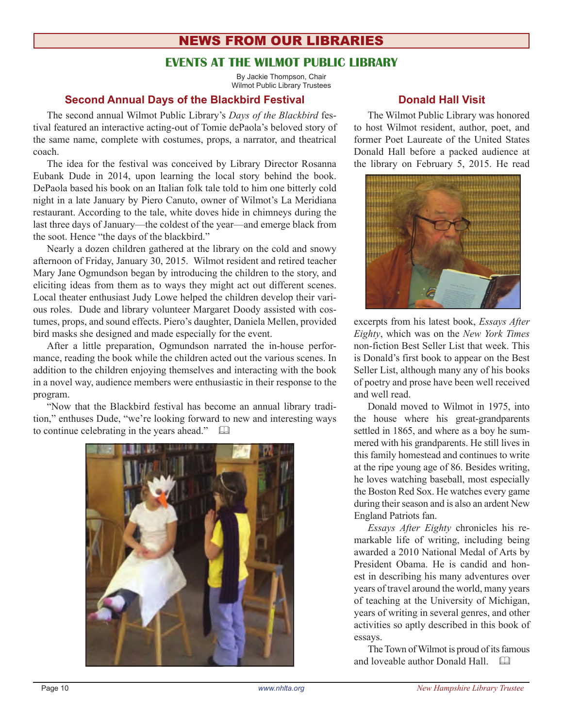# NEWS FROM OUR LIBRARIES

## EVENTS AT THE WILMOT PUBLIC LIBRARY

By Jackie Thompson, Chair
Wilmot Public Library Trustees

### Second Annual Days of the Blackbird Festival

The second annual Wilmot Public Library's *Days of the Blackbird* festival featured an interactive acting-out of Tomie dePaola's beloved story of the same name, complete with costumes, props, a narrator, and theatrical coach.

The idea for the festival was conceived by Library Director Rosanna Eubank Dude in 2014, upon learning the local story behind the book. DePaola based his book on an Italian folk tale told to him one bitterly cold night in a late January by Piero Canuto, owner of Wilmot's La Meridiana restaurant. According to the tale, white doves hide in chimneys during the last three days of January—the coldest of the year—and emerge black from the soot. Hence "the days of the blackbird."

Nearly a dozen children gathered at the library on the cold and snowy afternoon of Friday, January 30, 2015. Wilmot resident and retired teacher Mary Jane Ogmundson began by introducing the children to the story, and eliciting ideas from them as to ways they might act out different scenes. Local theater enthusiast Judy Lowe helped the children develop their various roles. Dude and library volunteer Margaret Doody assisted with costumes, props, and sound effects. Piero's daughter, Daniela Mellen, provided bird masks she designed and made especially for the event.

After a little preparation, Ogmundson narrated the in-house performance, reading the book while the children acted out the various scenes. In addition to the children enjoying themselves and interacting with the book in a novel way, audience members were enthusiastic in their response to the program.

"Now that the Blackbird festival has become an annual library tradition," enthuses Dude, "we're looking forward to new and interesting ways to continue celebrating in the years ahead."

### Donald Hall Visit

The Wilmot Public Library was honored to host Wilmot resident, author, poet, and former Poet Laureate of the United States Donald Hall before a packed audience at the library on February 5, 2015. He read excerpts from his latest book, *Essays After Eighty*, which was on the *New York Times* non-fiction Best Seller List that week. This is Donald's first book to appear on the Best Seller List, although many any of his books of poetry and prose have been well received and well read.

Donald moved to Wilmot in 1975, into the house where his great-grandparents settled in 1865, and where as a boy he summered with his grandparents. He still lives in this family homestead and continues to write at the ripe young age of 86. Besides writing, he loves watching baseball, most especially the Boston Red Sox. He watches every game during their season and is also an ardent New England Patriots fan.

*Essays After Eighty* chronicles his remarkable life of writing, including being awarded a 2010 National Medal of Arts by President Obama. He is candid and honest in describing his many adventures over years of travel around the world, many years of teaching at the University of Michigan, years of writing in several genres, and other activities so aptly described in this book of essays.

The Town of Wilmot is proud of its famous and loveable author Donald Hall.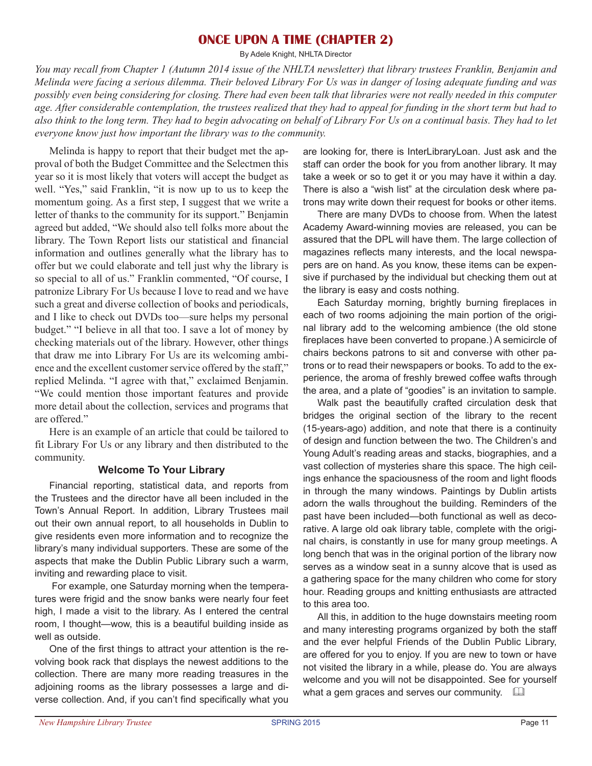# ONCE UPON A TIME (CHAPTER 2)

By Adele Knight, NHLTA Director

*You may recall from Chapter 1 (Autumn 2014 issue of the NHLTA newsletter) that library trustees Franklin, Benjamin and Melinda were facing a serious dilemma. Their beloved Library For Us was in danger of losing adequate funding and was possibly even being considering for closing. There had even been talk that libraries were not really needed in this computer age. After considerable contemplation, the trustees realized that they had to appeal for funding in the short term but had to also think to the long term. They had to begin advocating on behalf of Library For Us on a continual basis. They had to let everyone know just how important the library was to the community.*

Melinda is happy to report that their budget met the approval of both the Budget Committee and the Selectmen this year so it is most likely that voters will accept the budget as well. "Yes," said Franklin, "it is now up to us to keep the momentum going. As a first step, I suggest that we write a letter of thanks to the community for its support." Benjamin agreed but added, "We should also tell folks more about the library. The Town Report lists our statistical and financial information and outlines generally what the library has to offer but we could elaborate and tell just why the library is so special to all of us." Franklin commented, "Of course, I patronize Library For Us because I love to read and we have such a great and diverse collection of books and periodicals, and I like to check out DVDs too—sure helps my personal budget." "I believe in all that too. I save a lot of money by checking materials out of the library. However, other things that draw me into Library For Us are its welcoming ambience and the excellent customer service offered by the staff," replied Melinda. "I agree with that," exclaimed Benjamin. "We could mention those important features and provide more detail about the collection, services and programs that are offered."

Here is an example of an article that could be tailored to fit Library For Us or any library and then distributed to the community.

### Welcome To Your Library

Financial reporting, statistical data, and reports from the Trustees and the director have all been included in the Town's Annual Report. In addition, Library Trustees mail out their own annual report, to all households in Dublin to give residents even more information and to recognize the library's many individual supporters. These are some of the aspects that make the Dublin Public Library such a warm, inviting and rewarding place to visit.

For example, one Saturday morning when the temperatures were frigid and the snow banks were nearly four feet high, I made a visit to the library. As I entered the central room, I thought—wow, this is a beautiful building inside as well as outside.

One of the first things to attract your attention is the revolving book rack that displays the newest additions to the collection. There are many more reading treasures in the adjoining rooms as the library possesses a large and diverse collection. And, if you can't find specifically what you are looking for, there is InterLibraryLoan. Just ask and the staff can order the book for you from another library. It may take a week or so to get it or you may have it within a day. There is also a "wish list" at the circulation desk where patrons may write down their request for books or other items.

There are many DVDs to choose from. When the latest Academy Award-winning movies are released, you can be assured that the DPL will have them. The large collection of magazines reflects many interests, and the local newspapers are on hand. As you know, these items can be expensive if purchased by the individual but checking them out at the library is easy and costs nothing.

Each Saturday morning, brightly burning fireplaces in each of two rooms adjoining the main portion of the original library add to the welcoming ambience (the old stone fireplaces have been converted to propane.) A semicircle of chairs beckons patrons to sit and converse with other patrons or to read their newspapers or books. To add to the experience, the aroma of freshly brewed coffee wafts through the area, and a plate of "goodies" is an invitation to sample.

Walk past the beautifully crafted circulation desk that bridges the original section of the library to the recent (15-years-ago) addition, and note that there is a continuity of design and function between the two. The Children's and Young Adult's reading areas and stacks, biographies, and a vast collection of mysteries share this space. The high ceilings enhance the spaciousness of the room and light floods in through the many windows. Paintings by Dublin artists adorn the walls throughout the building. Reminders of the past have been included—both functional as well as decorative. A large old oak library table, complete with the original chairs, is constantly in use for many group meetings. A long bench that was in the original portion of the library now serves as a window seat in a sunny alcove that is used as a gathering space for the many children who come for story hour. Reading groups and knitting enthusiasts are attracted to this area too.

All this, in addition to the huge downstairs meeting room and many interesting programs organized by both the staff and the ever helpful Friends of the Dublin Public Library, are offered for you to enjoy. If you are new to town or have not visited the library in a while, please do. You are always welcome and you will not be disappointed. See for yourself what a gem graces and serves our community.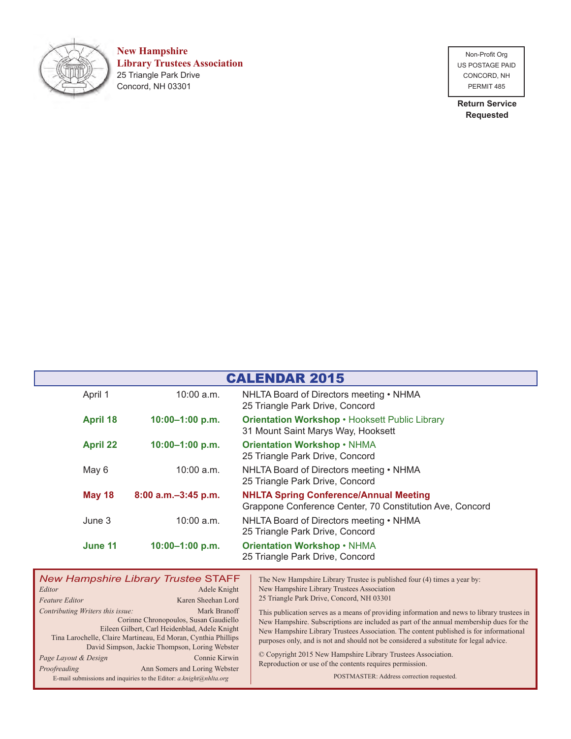**New Hampshire Library Trustees Association**
25 Triangle Park Drive
Concord, NH 03301

Non-Profit Org
US POSTAGE PAID
CONCORD, NH
PERMIT 485

**Return Service Requested**

## CALENDAR 2015

| | | |
|---|---|---|
| April 1 | 10:00 a.m. | NHLTA Board of Directors meeting • NHMA<br>25 Triangle Park Drive, Concord |
| **April 18** | **10:00–1:00 p.m.** | **Orientation Workshop** • Hooksett Public Library<br>31 Mount Saint Marys Way, Hooksett |
| **April 22** | **10:00–1:00 p.m.** | **Orientation Workshop** • NHMA<br>25 Triangle Park Drive, Concord |
| May 6 | 10:00 a.m. | NHLTA Board of Directors meeting • NHMA<br>25 Triangle Park Drive, Concord |
| **May 18** | **8:00 a.m.–3:45 p.m.** | **NHLTA Spring Conference/Annual Meeting**<br>Grappone Conference Center, 70 Constitution Ave, Concord |
| June 3 | 10:00 a.m. | NHLTA Board of Directors meeting • NHMA<br>25 Triangle Park Drive, Concord |
| **June 11** | **10:00–1:00 p.m.** | **Orientation Workshop** • NHMA<br>25 Triangle Park Drive, Concord |

### *New Hampshire Library Trustee* STAFF

*Editor* — Adele Knight
*Feature Editor* — Karen Sheehan Lord
*Contributing Writers this issue:* — Mark Branoff, Corinne Chronopoulos, Susan Gaudiello, Eileen Gilbert, Carl Heidenblad, Adele Knight, Tina Larochelle, Claire Martineau, Ed Moran, Cynthia Phillips, David Simpson, Jackie Thompson, Loring Webster
*Page Layout & Design* — Connie Kirwin
*Proofreading* — Ann Somers and Loring Webster

E-mail submissions and inquiries to the Editor: *a.knight@nhlta.org*

The New Hampshire Library Trustee is published four (4) times a year by:
New Hampshire Library Trustees Association
25 Triangle Park Drive, Concord, NH 03301

This publication serves as a means of providing information and news to library trustees in New Hampshire. Subscriptions are included as part of the annual membership dues for the New Hampshire Library Trustees Association. The content published is for informational purposes only, and is not and should not be considered a substitute for legal advice.

© Copyright 2015 New Hampshire Library Trustees Association.
Reproduction or use of the contents requires permission.

POSTMASTER: Address correction requested.